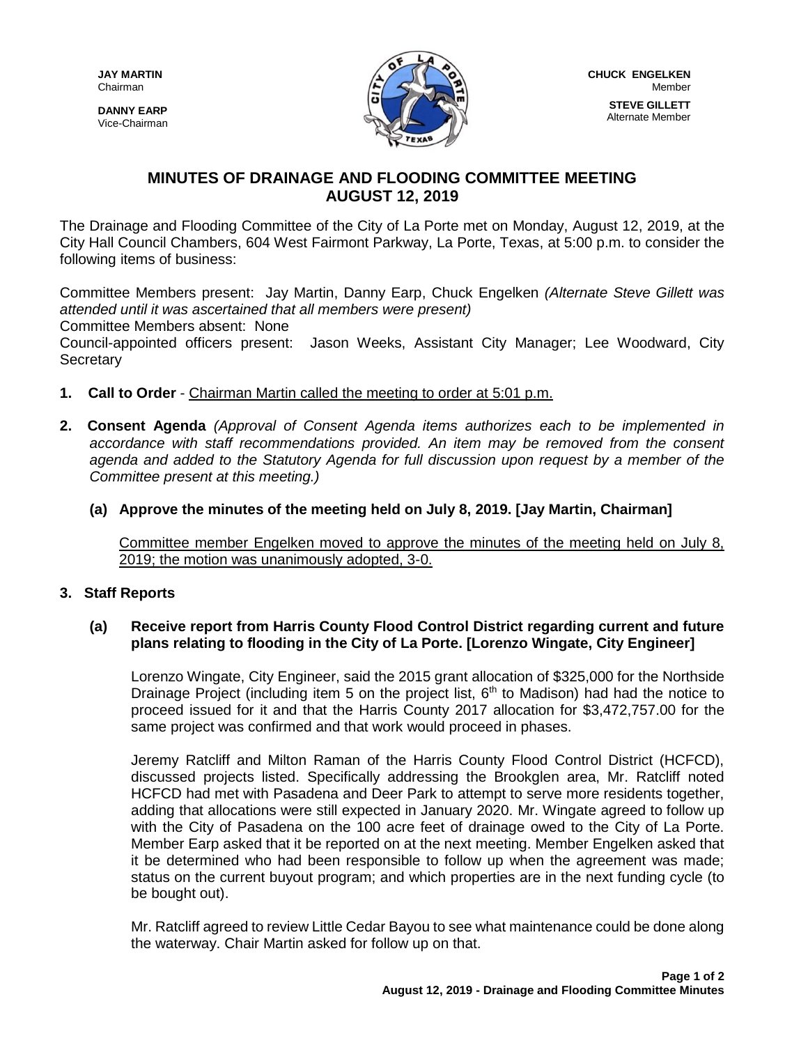**JAY MARTIN**
Chairman

**DANNY EARP**
Vice-Chairman

**CHUCK ENGELKEN**
Member

**STEVE GILLETT**
Alternate Member

## MINUTES OF DRAINAGE AND FLOODING COMMITTEE MEETING
## AUGUST 12, 2019

The Drainage and Flooding Committee of the City of La Porte met on Monday, August 12, 2019, at the City Hall Council Chambers, 604 West Fairmont Parkway, La Porte, Texas, at 5:00 p.m. to consider the following items of business:

Committee Members present: Jay Martin, Danny Earp, Chuck Engelken *(Alternate Steve Gillett was attended until it was ascertained that all members were present)*
Committee Members absent: None
Council-appointed officers present: Jason Weeks, Assistant City Manager; Lee Woodward, City Secretary

1. **Call to Order** - Chairman Martin called the meeting to order at 5:01 p.m.

2. **Consent Agenda** *(Approval of Consent Agenda items authorizes each to be implemented in accordance with staff recommendations provided. An item may be removed from the consent agenda and added to the Statutory Agenda for full discussion upon request by a member of the Committee present at this meeting.)*

   **(a) Approve the minutes of the meeting held on July 8, 2019. [Jay Martin, Chairman]**

   Committee member Engelken moved to approve the minutes of the meeting held on July 8, 2019; the motion was unanimously adopted, 3-0.

3. **Staff Reports**

   **(a) Receive report from Harris County Flood Control District regarding current and future plans relating to flooding in the City of La Porte. [Lorenzo Wingate, City Engineer]**

   Lorenzo Wingate, City Engineer, said the 2015 grant allocation of $325,000 for the Northside Drainage Project (including item 5 on the project list, 6th to Madison) had had the notice to proceed issued for it and that the Harris County 2017 allocation for $3,472,757.00 for the same project was confirmed and that work would proceed in phases.

   Jeremy Ratcliff and Milton Raman of the Harris County Flood Control District (HCFCD), discussed projects listed. Specifically addressing the Brookglen area, Mr. Ratcliff noted HCFCD had met with Pasadena and Deer Park to attempt to serve more residents together, adding that allocations were still expected in January 2020. Mr. Wingate agreed to follow up with the City of Pasadena on the 100 acre feet of drainage owed to the City of La Porte. Member Earp asked that it be reported on at the next meeting. Member Engelken asked that it be determined who had been responsible to follow up when the agreement was made; status on the current buyout program; and which properties are in the next funding cycle (to be bought out).

   Mr. Ratcliff agreed to review Little Cedar Bayou to see what maintenance could be done along the waterway. Chair Martin asked for follow up on that.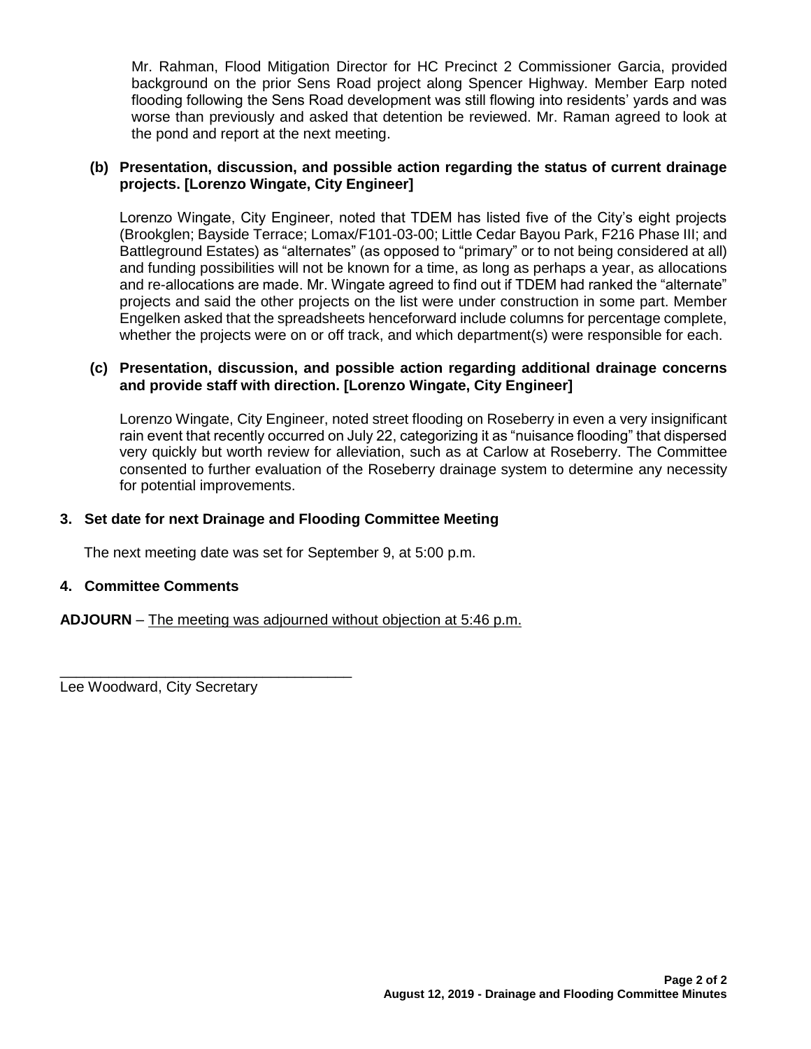Mr. Rahman, Flood Mitigation Director for HC Precinct 2 Commissioner Garcia, provided background on the prior Sens Road project along Spencer Highway. Member Earp noted flooding following the Sens Road development was still flowing into residents' yards and was worse than previously and asked that detention be reviewed. Mr. Raman agreed to look at the pond and report at the next meeting.

**(b) Presentation, discussion, and possible action regarding the status of current drainage projects. [Lorenzo Wingate, City Engineer]**

Lorenzo Wingate, City Engineer, noted that TDEM has listed five of the City's eight projects (Brookglen; Bayside Terrace; Lomax/F101-03-00; Little Cedar Bayou Park, F216 Phase III; and Battleground Estates) as "alternates" (as opposed to "primary" or to not being considered at all) and funding possibilities will not be known for a time, as long as perhaps a year, as allocations and re-allocations are made. Mr. Wingate agreed to find out if TDEM had ranked the "alternate" projects and said the other projects on the list were under construction in some part. Member Engelken asked that the spreadsheets henceforward include columns for percentage complete, whether the projects were on or off track, and which department(s) were responsible for each.

**(c) Presentation, discussion, and possible action regarding additional drainage concerns and provide staff with direction. [Lorenzo Wingate, City Engineer]**

Lorenzo Wingate, City Engineer, noted street flooding on Roseberry in even a very insignificant rain event that recently occurred on July 22, categorizing it as "nuisance flooding" that dispersed very quickly but worth review for alleviation, such as at Carlow at Roseberry. The Committee consented to further evaluation of the Roseberry drainage system to determine any necessity for potential improvements.

**3. Set date for next Drainage and Flooding Committee Meeting**

The next meeting date was set for September 9, at 5:00 p.m.

**4. Committee Comments**

**ADJOURN** – The meeting was adjourned without objection at 5:46 p.m.

\_\_\_\_\_\_\_\_\_\_\_\_\_\_\_\_\_\_\_\_\_\_\_\_\_\_\_\_\_\_\_\_\_\_\_\_
Lee Woodward, City Secretary